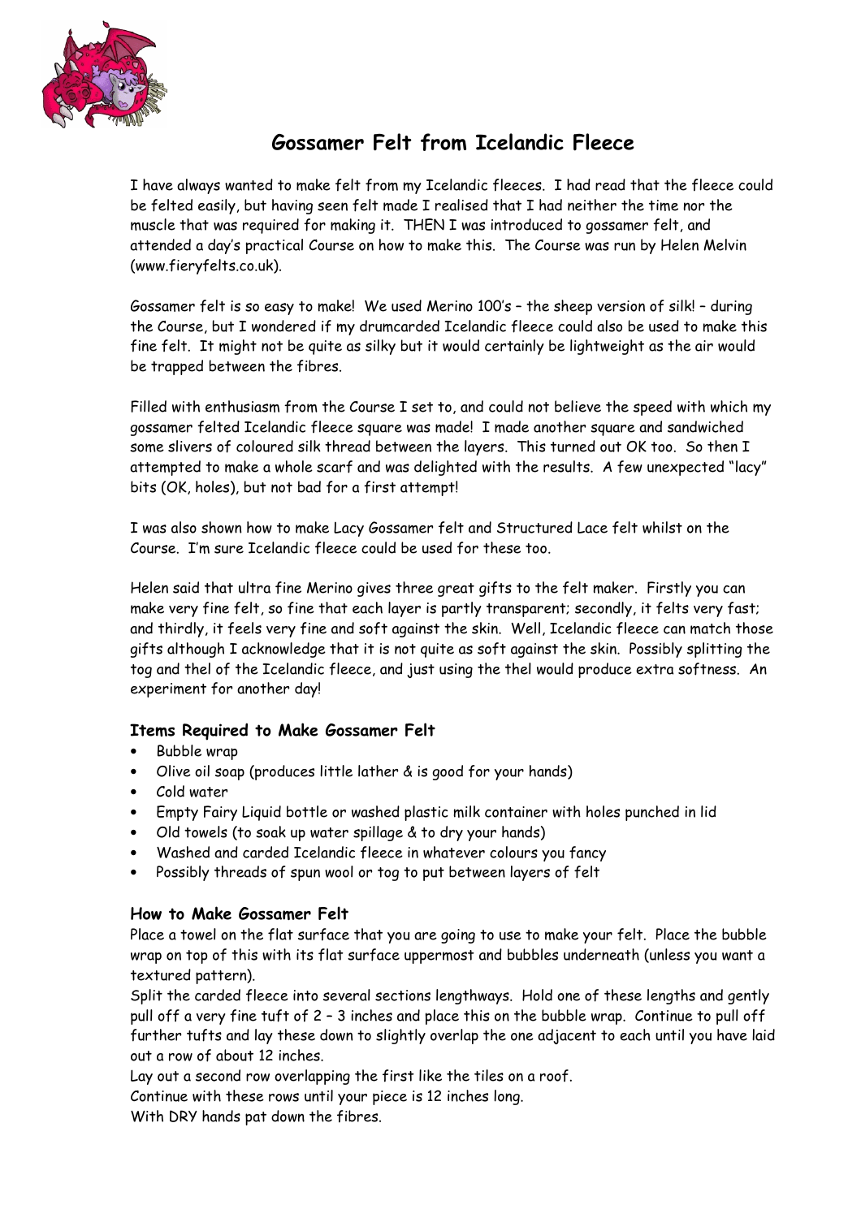# Gossamer Felt from Icelandic Fleece

I have always wanted to make felt from my Icelandic fleeces. I had read that the fleece could be felted easily, but having seen felt made I realised that I had neither the time nor the muscle that was required for making it. THEN I was introduced to gossamer felt, and attended a day's practical Course on how to make this. The Course was run by Helen Melvin (www.fieryfelts.co.uk).

Gossamer felt is so easy to make! We used Merino 100's – the sheep version of silk! – during the Course, but I wondered if my drumcarded Icelandic fleece could also be used to make this fine felt. It might not be quite as silky but it would certainly be lightweight as the air would be trapped between the fibres.

Filled with enthusiasm from the Course I set to, and could not believe the speed with which my gossamer felted Icelandic fleece square was made! I made another square and sandwiched some slivers of coloured silk thread between the layers. This turned out OK too. So then I attempted to make a whole scarf and was delighted with the results. A few unexpected "lacy" bits (OK, holes), but not bad for a first attempt!

I was also shown how to make Lacy Gossamer felt and Structured Lace felt whilst on the Course. I'm sure Icelandic fleece could be used for these too.

Helen said that ultra fine Merino gives three great gifts to the felt maker. Firstly you can make very fine felt, so fine that each layer is partly transparent; secondly, it felts very fast; and thirdly, it feels very fine and soft against the skin. Well, Icelandic fleece can match those gifts although I acknowledge that it is not quite as soft against the skin. Possibly splitting the tog and thel of the Icelandic fleece, and just using the thel would produce extra softness. An experiment for another day!

### Items Required to Make Gossamer Felt

- Bubble wrap
- Olive oil soap (produces little lather & is good for your hands)
- Cold water
- Empty Fairy Liquid bottle or washed plastic milk container with holes punched in lid
- Old towels (to soak up water spillage & to dry your hands)
- Washed and carded Icelandic fleece in whatever colours you fancy
- Possibly threads of spun wool or tog to put between layers of felt

### How to Make Gossamer Felt

Place a towel on the flat surface that you are going to use to make your felt. Place the bubble wrap on top of this with its flat surface uppermost and bubbles underneath (unless you want a textured pattern).

Split the carded fleece into several sections lengthways. Hold one of these lengths and gently pull off a very fine tuft of 2 – 3 inches and place this on the bubble wrap. Continue to pull off further tufts and lay these down to slightly overlap the one adjacent to each until you have laid out a row of about 12 inches.

Lay out a second row overlapping the first like the tiles on a roof.

Continue with these rows until your piece is 12 inches long.

With DRY hands pat down the fibres.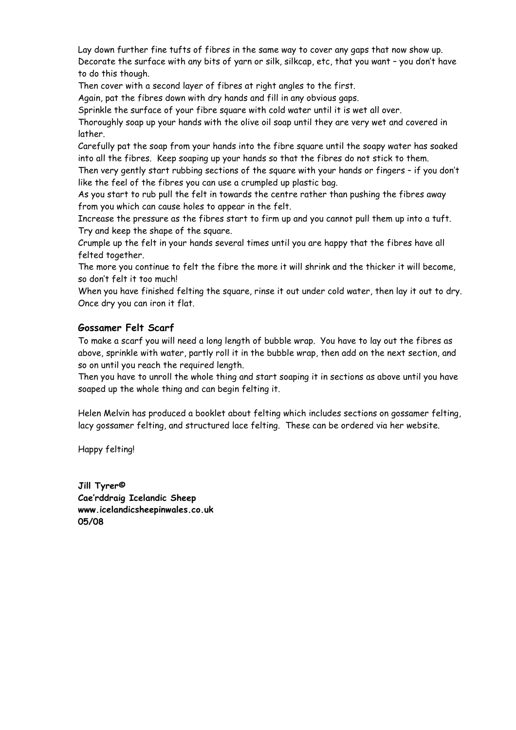Lay down further fine tufts of fibres in the same way to cover any gaps that now show up.
Decorate the surface with any bits of yarn or silk, silkcap, etc, that you want – you don't have to do this though.
Then cover with a second layer of fibres at right angles to the first.
Again, pat the fibres down with dry hands and fill in any obvious gaps.
Sprinkle the surface of your fibre square with cold water until it is wet all over.
Thoroughly soap up your hands with the olive oil soap until they are very wet and covered in lather.
Carefully pat the soap from your hands into the fibre square until the soapy water has soaked into all the fibres. Keep soaping up your hands so that the fibres do not stick to them.
Then very gently start rubbing sections of the square with your hands or fingers – if you don't like the feel of the fibres you can use a crumpled up plastic bag.
As you start to rub pull the felt in towards the centre rather than pushing the fibres away from you which can cause holes to appear in the felt.
Increase the pressure as the fibres start to firm up and you cannot pull them up into a tuft.
Try and keep the shape of the square.
Crumple up the felt in your hands several times until you are happy that the fibres have all felted together.
The more you continue to felt the fibre the more it will shrink and the thicker it will become, so don't felt it too much!
When you have finished felting the square, rinse it out under cold water, then lay it out to dry.
Once dry you can iron it flat.

### Gossamer Felt Scarf

To make a scarf you will need a long length of bubble wrap. You have to lay out the fibres as above, sprinkle with water, partly roll it in the bubble wrap, then add on the next section, and so on until you reach the required length.
Then you have to unroll the whole thing and start soaping it in sections as above until you have soaped up the whole thing and can begin felting it.

Helen Melvin has produced a booklet about felting which includes sections on gossamer felting, lacy gossamer felting, and structured lace felting. These can be ordered via her website.

Happy felting!

**Jill Tyrer©**
**Cae'rddraig Icelandic Sheep**
**www.icelandicsheepinwales.co.uk**
**05/08**